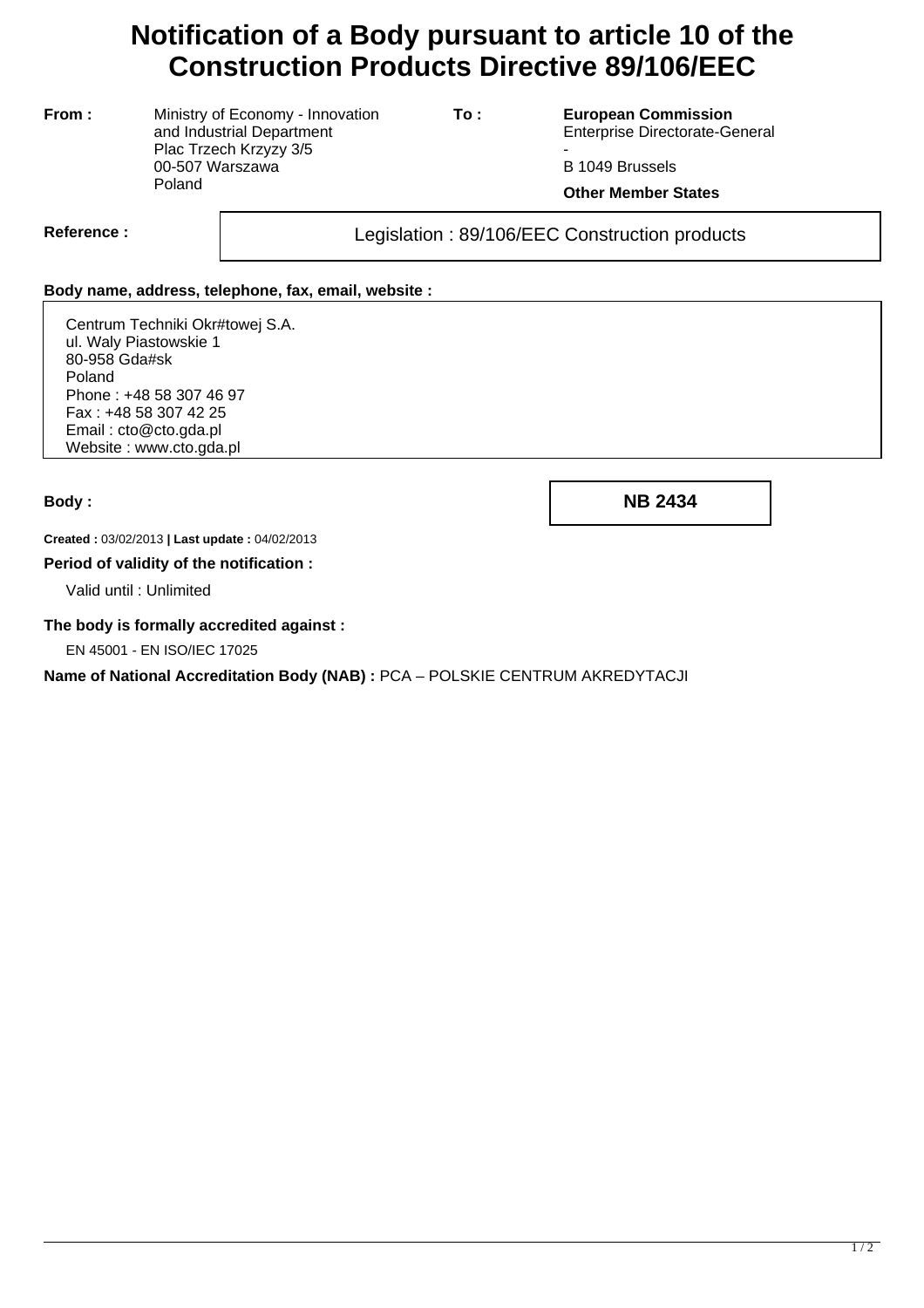# Notification of a Body pursuant to article 10 of the Construction Products Directive 89/106/EEC

**From :** Ministry of Economy - Innovation and Industrial Department
Plac Trzech Krzyzy 3/5
00-507 Warszawa
Poland

**To :** **European Commission**
Enterprise Directorate-General
-
B 1049 Brussels

**Other Member States**

**Reference :** Legislation : 89/106/EEC Construction products

**Body name, address, telephone, fax, email, website :**

Centrum Techniki Okr#towej S.A.
ul. Waly Piastowskie 1
80-958 Gda#sk
Poland
Phone : +48 58 307 46 97
Fax : +48 58 307 42 25
Email : cto@cto.gda.pl
Website : www.cto.gda.pl

**Body :** **NB 2434**

**Created :** 03/02/2013 **| Last update :** 04/02/2013

**Period of validity of the notification :**

Valid until : Unlimited

**The body is formally accredited against :**

EN 45001 - EN ISO/IEC 17025

**Name of National Accreditation Body (NAB) :** PCA – POLSKIE CENTRUM AKREDYTACJI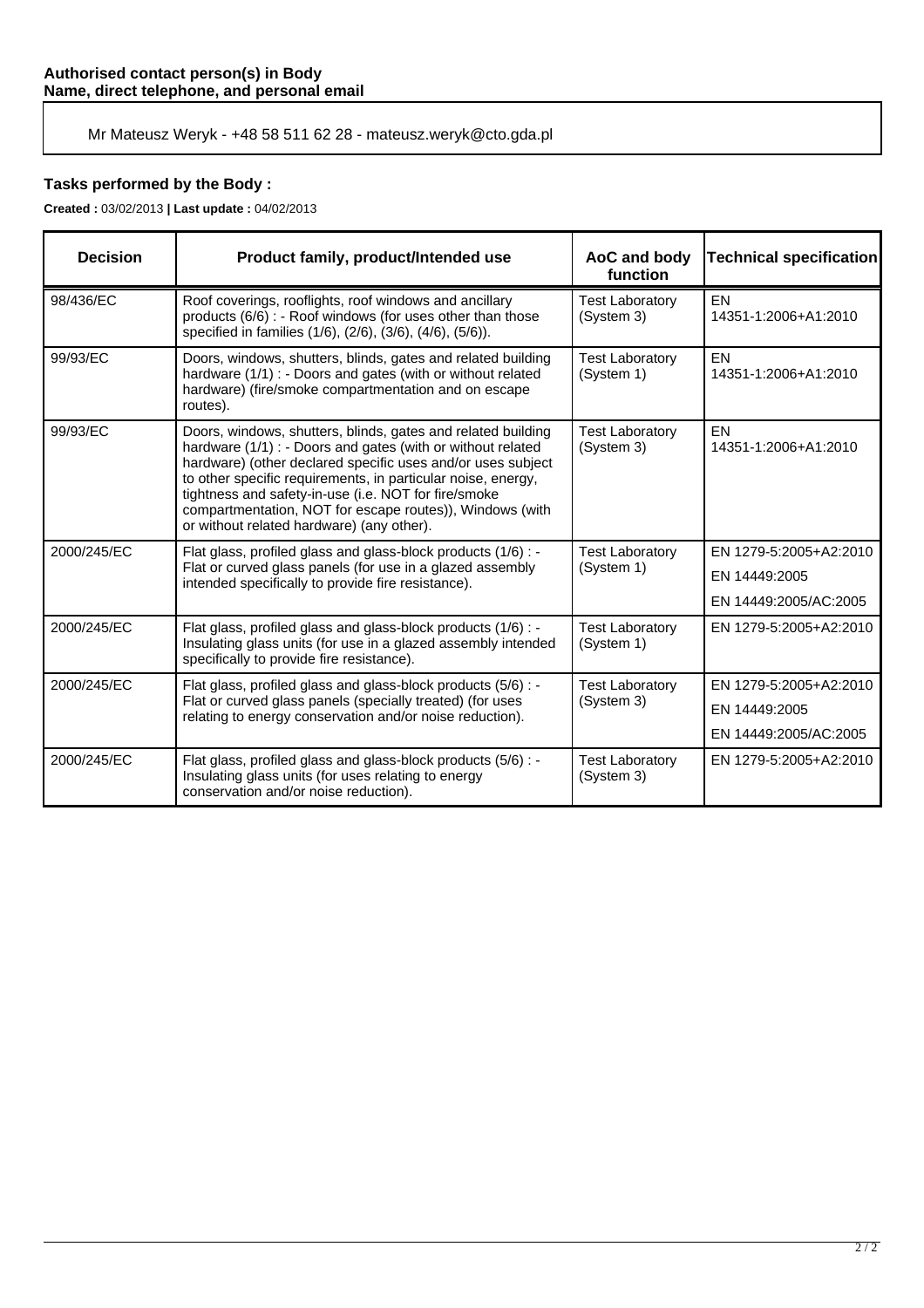**Authorised contact person(s) in Body**
**Name, direct telephone, and personal email**

Mr Mateusz Weryk - +48 58 511 62 28 - mateusz.weryk@cto.gda.pl

### Tasks performed by the Body :

**Created :** 03/02/2013 **| Last update :** 04/02/2013

| Decision | Product family, product/Intended use | AoC and body function | Technical specification |
|---|---|---|---|
| 98/436/EC | Roof coverings, rooflights, roof windows and ancillary products (6/6) : - Roof windows (for uses other than those specified in families (1/6), (2/6), (3/6), (4/6), (5/6)). | Test Laboratory (System 3) | EN 14351-1:2006+A1:2010 |
| 99/93/EC | Doors, windows, shutters, blinds, gates and related building hardware (1/1) : - Doors and gates (with or without related hardware) (fire/smoke compartmentation and on escape routes). | Test Laboratory (System 1) | EN 14351-1:2006+A1:2010 |
| 99/93/EC | Doors, windows, shutters, blinds, gates and related building hardware (1/1) : - Doors and gates (with or without related hardware) (other declared specific uses and/or uses subject to other specific requirements, in particular noise, energy, tightness and safety-in-use (i.e. NOT for fire/smoke compartmentation, NOT for escape routes)), Windows (with or without related hardware) (any other). | Test Laboratory (System 3) | EN 14351-1:2006+A1:2010 |
| 2000/245/EC | Flat glass, profiled glass and glass-block products (1/6) : - Flat or curved glass panels (for use in a glazed assembly intended specifically to provide fire resistance). | Test Laboratory (System 1) | EN 1279-5:2005+A2:2010<br>EN 14449:2005<br>EN 14449:2005/AC:2005 |
| 2000/245/EC | Flat glass, profiled glass and glass-block products (1/6) : - Insulating glass units (for use in a glazed assembly intended specifically to provide fire resistance). | Test Laboratory (System 1) | EN 1279-5:2005+A2:2010 |
| 2000/245/EC | Flat glass, profiled glass and glass-block products (5/6) : - Flat or curved glass panels (specially treated) (for uses relating to energy conservation and/or noise reduction). | Test Laboratory (System 3) | EN 1279-5:2005+A2:2010<br>EN 14449:2005<br>EN 14449:2005/AC:2005 |
| 2000/245/EC | Flat glass, profiled glass and glass-block products (5/6) : - Insulating glass units (for uses relating to energy conservation and/or noise reduction). | Test Laboratory (System 3) | EN 1279-5:2005+A2:2010 |